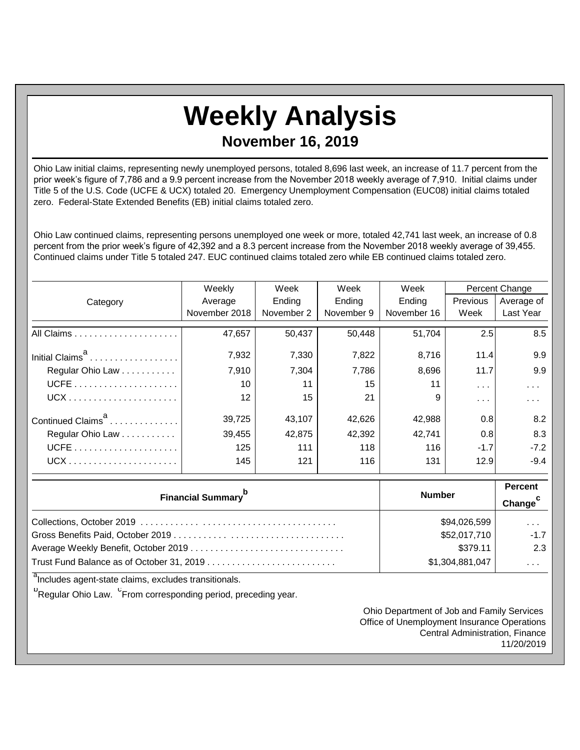# Weekly Analysis

## November 16, 2019

Ohio Law initial claims, representing newly unemployed persons, totaled 8,696 last week, an increase of 11.7 percent from the prior week's figure of 7,786 and a 9.9 percent increase from the November 2018 weekly average of 7,910. Initial claims under Title 5 of the U.S. Code (UCFE & UCX) totaled 20. Emergency Unemployment Compensation (EUC08) initial claims totaled zero. Federal-State Extended Benefits (EB) initial claims totaled zero.

Ohio Law continued claims, representing persons unemployed one week or more, totaled 42,741 last week, an increase of 0.8 percent from the prior week's figure of 42,392 and a 8.3 percent increase from the November 2018 weekly average of 39,455. Continued claims under Title 5 totaled 247. EUC continued claims totaled zero while EB continued claims totaled zero.

| Category | Weekly Average November 2018 | Week Ending November 2 | Week Ending November 9 | Week Ending November 16 | Percent Change | |
|---|---|---|---|---|---|---|
| | | | | | Previous Week | Average of Last Year |
| All Claims | 47,657 | 50,437 | 50,448 | 51,704 | 2.5 | 8.5 |
| Initial Claims[a] | 7,932 | 7,330 | 7,822 | 8,716 | 11.4 | 9.9 |
| Regular Ohio Law | 7,910 | 7,304 | 7,786 | 8,696 | 11.7 | 9.9 |
| UCFE | 10 | 11 | 15 | 11 | . . . | . . . |
| UCX | 12 | 15 | 21 | 9 | . . . | . . . |
| Continued Claims[a] | 39,725 | 43,107 | 42,626 | 42,988 | 0.8 | 8.2 |
| Regular Ohio Law | 39,455 | 42,875 | 42,392 | 42,741 | 0.8 | 8.3 |
| UCFE | 125 | 111 | 118 | 116 | -1.7 | -7.2 |
| UCX | 145 | 121 | 116 | 131 | 12.9 | -9.4 |

| Financial Summary[b] | Number | Percent Change[c] |
|---|---|---|
| Collections, October 2019 | $94,026,599 | . . . |
| Gross Benefits Paid, October 2019 | $52,017,710 | -1.7 |
| Average Weekly Benefit, October 2019 | $379.11 | 2.3 |
| Trust Fund Balance as of October 31, 2019 | $1,304,881,047 | . . . |

[a]Includes agent-state claims, excludes transitionals.

[b]Regular Ohio Law. [c]From corresponding period, preceding year.

Ohio Department of Job and Family Services
Office of Unemployment Insurance Operations
Central Administration, Finance
11/20/2019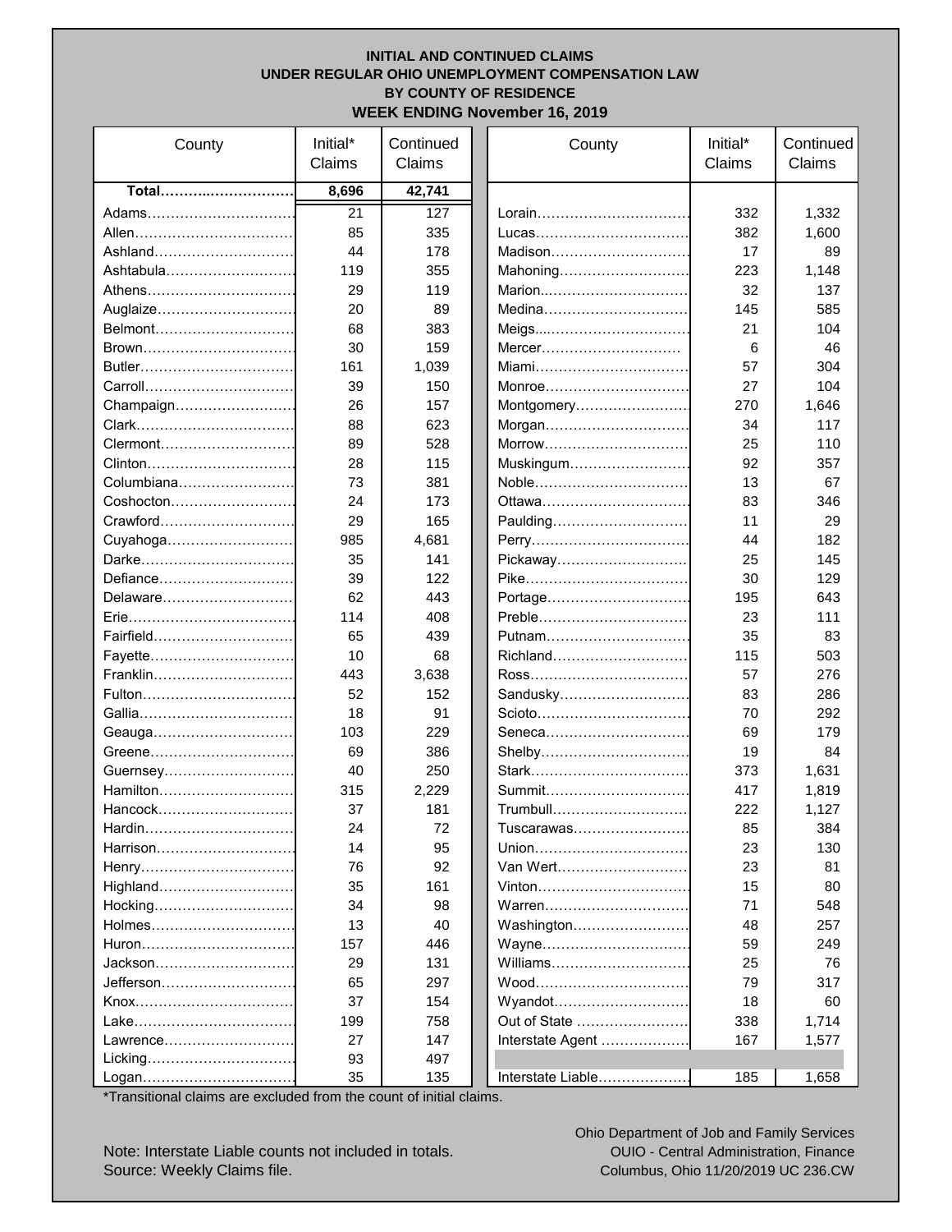**INITIAL AND CONTINUED CLAIMS**
**UNDER REGULAR OHIO UNEMPLOYMENT COMPENSATION LAW**
**BY COUNTY OF RESIDENCE**
**WEEK ENDING November 16, 2019**

| County | Initial* Claims | Continued Claims | County | Initial* Claims | Continued Claims |
|---|---|---|---|---|---|
| **Total** | **8,696** | **42,741** | | | |
| Adams | 21 | 127 | Lorain | 332 | 1,332 |
| Allen | 85 | 335 | Lucas | 382 | 1,600 |
| Ashland | 44 | 178 | Madison | 17 | 89 |
| Ashtabula | 119 | 355 | Mahoning | 223 | 1,148 |
| Athens | 29 | 119 | Marion | 32 | 137 |
| Auglaize | 20 | 89 | Medina | 145 | 585 |
| Belmont | 68 | 383 | Meigs | 21 | 104 |
| Brown | 30 | 159 | Mercer | 6 | 46 |
| Butler | 161 | 1,039 | Miami | 57 | 304 |
| Carroll | 39 | 150 | Monroe | 27 | 104 |
| Champaign | 26 | 157 | Montgomery | 270 | 1,646 |
| Clark | 88 | 623 | Morgan | 34 | 117 |
| Clermont | 89 | 528 | Morrow | 25 | 110 |
| Clinton | 28 | 115 | Muskingum | 92 | 357 |
| Columbiana | 73 | 381 | Noble | 13 | 67 |
| Coshocton | 24 | 173 | Ottawa | 83 | 346 |
| Crawford | 29 | 165 | Paulding | 11 | 29 |
| Cuyahoga | 985 | 4,681 | Perry | 44 | 182 |
| Darke | 35 | 141 | Pickaway | 25 | 145 |
| Defiance | 39 | 122 | Pike | 30 | 129 |
| Delaware | 62 | 443 | Portage | 195 | 643 |
| Erie | 114 | 408 | Preble | 23 | 111 |
| Fairfield | 65 | 439 | Putnam | 35 | 83 |
| Fayette | 10 | 68 | Richland | 115 | 503 |
| Franklin | 443 | 3,638 | Ross | 57 | 276 |
| Fulton | 52 | 152 | Sandusky | 83 | 286 |
| Gallia | 18 | 91 | Scioto | 70 | 292 |
| Geauga | 103 | 229 | Seneca | 69 | 179 |
| Greene | 69 | 386 | Shelby | 19 | 84 |
| Guernsey | 40 | 250 | Stark | 373 | 1,631 |
| Hamilton | 315 | 2,229 | Summit | 417 | 1,819 |
| Hancock | 37 | 181 | Trumbull | 222 | 1,127 |
| Hardin | 24 | 72 | Tuscarawas | 85 | 384 |
| Harrison | 14 | 95 | Union | 23 | 130 |
| Henry | 76 | 92 | Van Wert | 23 | 81 |
| Highland | 35 | 161 | Vinton | 15 | 80 |
| Hocking | 34 | 98 | Warren | 71 | 548 |
| Holmes | 13 | 40 | Washington | 48 | 257 |
| Huron | 157 | 446 | Wayne | 59 | 249 |
| Jackson | 29 | 131 | Williams | 25 | 76 |
| Jefferson | 65 | 297 | Wood | 79 | 317 |
| Knox | 37 | 154 | Wyandot | 18 | 60 |
| Lake | 199 | 758 | Out of State | 338 | 1,714 |
| Lawrence | 27 | 147 | Interstate Agent | 167 | 1,577 |
| Licking | 93 | 497 | | | |
| Logan | 35 | 135 | Interstate Liable | 185 | 1,658 |

*Transitional claims are excluded from the count of initial claims.

Note: Interstate Liable counts not included in totals.
Source: Weekly Claims file.

Ohio Department of Job and Family Services
OUIO - Central Administration, Finance
Columbus, Ohio 11/20/2019 UC 236.CW